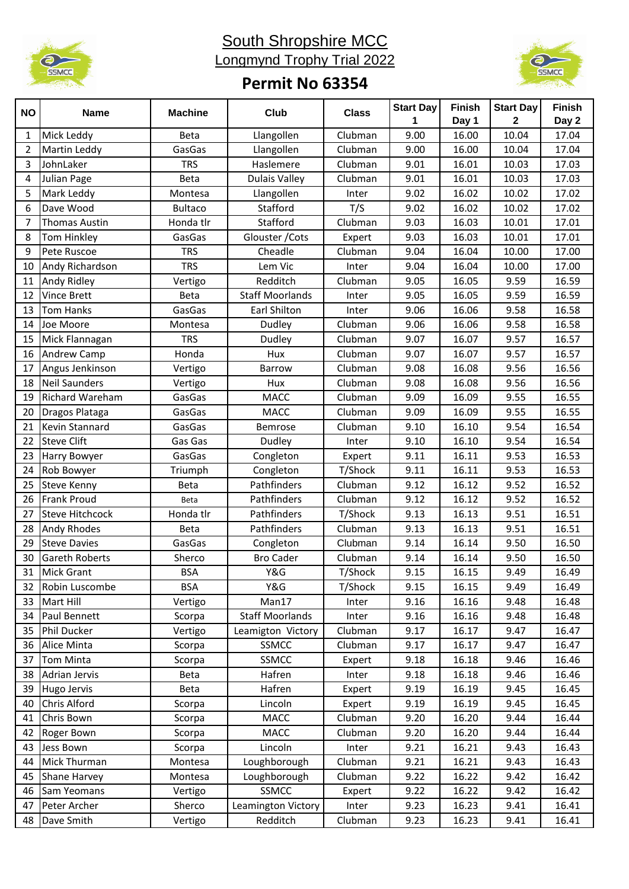# South Shropshire MCC

## Longmynd Trophy Trial 2022

## Permit No 63354

| NO | Name | Machine | Club | Class | Start Day 1 | Finish Day 1 | Start Day 2 | Finish Day 2 |
|---|---|---|---|---|---|---|---|---|
| 1 | Mick Leddy | Beta | Llangollen | Clubman | 9.00 | 16.00 | 10.04 | 17.04 |
| 2 | Martin Leddy | GasGas | Llangollen | Clubman | 9.00 | 16.00 | 10.04 | 17.04 |
| 3 | JohnLaker | TRS | Haslemere | Clubman | 9.01 | 16.01 | 10.03 | 17.03 |
| 4 | Julian Page | Beta | Dulais Valley | Clubman | 9.01 | 16.01 | 10.03 | 17.03 |
| 5 | Mark Leddy | Montesa | Llangollen | Inter | 9.02 | 16.02 | 10.02 | 17.02 |
| 6 | Dave Wood | Bultaco | Stafford | T/S | 9.02 | 16.02 | 10.02 | 17.02 |
| 7 | Thomas Austin | Honda tlr | Stafford | Clubman | 9.03 | 16.03 | 10.01 | 17.01 |
| 8 | Tom Hinkley | GasGas | Glouster /Cots | Expert | 9.03 | 16.03 | 10.01 | 17.01 |
| 9 | Pete Ruscoe | TRS | Cheadle | Clubman | 9.04 | 16.04 | 10.00 | 17.00 |
| 10 | Andy Richardson | TRS | Lem Vic | Inter | 9.04 | 16.04 | 10.00 | 17.00 |
| 11 | Andy Ridley | Vertigo | Redditch | Clubman | 9.05 | 16.05 | 9.59 | 16.59 |
| 12 | Vince Brett | Beta | Staff Moorlands | Inter | 9.05 | 16.05 | 9.59 | 16.59 |
| 13 | Tom Hanks | GasGas | Earl Shilton | Inter | 9.06 | 16.06 | 9.58 | 16.58 |
| 14 | Joe Moore | Montesa | Dudley | Clubman | 9.06 | 16.06 | 9.58 | 16.58 |
| 15 | Mick Flannagan | TRS | Dudley | Clubman | 9.07 | 16.07 | 9.57 | 16.57 |
| 16 | Andrew Camp | Honda | Hux | Clubman | 9.07 | 16.07 | 9.57 | 16.57 |
| 17 | Angus Jenkinson | Vertigo | Barrow | Clubman | 9.08 | 16.08 | 9.56 | 16.56 |
| 18 | Neil Saunders | Vertigo | Hux | Clubman | 9.08 | 16.08 | 9.56 | 16.56 |
| 19 | Richard Wareham | GasGas | MACC | Clubman | 9.09 | 16.09 | 9.55 | 16.55 |
| 20 | Dragos Plataga | GasGas | MACC | Clubman | 9.09 | 16.09 | 9.55 | 16.55 |
| 21 | Kevin Stannard | GasGas | Bemrose | Clubman | 9.10 | 16.10 | 9.54 | 16.54 |
| 22 | Steve Clift | Gas Gas | Dudley | Inter | 9.10 | 16.10 | 9.54 | 16.54 |
| 23 | Harry Bowyer | GasGas | Congleton | Expert | 9.11 | 16.11 | 9.53 | 16.53 |
| 24 | Rob Bowyer | Triumph | Congleton | T/Shock | 9.11 | 16.11 | 9.53 | 16.53 |
| 25 | Steve Kenny | Beta | Pathfinders | Clubman | 9.12 | 16.12 | 9.52 | 16.52 |
| 26 | Frank Proud | Beta | Pathfinders | Clubman | 9.12 | 16.12 | 9.52 | 16.52 |
| 27 | Steve Hitchcock | Honda tlr | Pathfinders | T/Shock | 9.13 | 16.13 | 9.51 | 16.51 |
| 28 | Andy Rhodes | Beta | Pathfinders | Clubman | 9.13 | 16.13 | 9.51 | 16.51 |
| 29 | Steve Davies | GasGas | Congleton | Clubman | 9.14 | 16.14 | 9.50 | 16.50 |
| 30 | Gareth Roberts | Sherco | Bro Cader | Clubman | 9.14 | 16.14 | 9.50 | 16.50 |
| 31 | Mick Grant | BSA | Y&G | T/Shock | 9.15 | 16.15 | 9.49 | 16.49 |
| 32 | Robin Luscombe | BSA | Y&G | T/Shock | 9.15 | 16.15 | 9.49 | 16.49 |
| 33 | Mart Hill | Vertigo | Man17 | Inter | 9.16 | 16.16 | 9.48 | 16.48 |
| 34 | Paul Bennett | Scorpa | Staff Moorlands | Inter | 9.16 | 16.16 | 9.48 | 16.48 |
| 35 | Phil Ducker | Vertigo | Leamigton Victory | Clubman | 9.17 | 16.17 | 9.47 | 16.47 |
| 36 | Alice Minta | Scorpa | SSMCC | Clubman | 9.17 | 16.17 | 9.47 | 16.47 |
| 37 | Tom Minta | Scorpa | SSMCC | Expert | 9.18 | 16.18 | 9.46 | 16.46 |
| 38 | Adrian Jervis | Beta | Hafren | Inter | 9.18 | 16.18 | 9.46 | 16.46 |
| 39 | Hugo Jervis | Beta | Hafren | Expert | 9.19 | 16.19 | 9.45 | 16.45 |
| 40 | Chris Alford | Scorpa | Lincoln | Expert | 9.19 | 16.19 | 9.45 | 16.45 |
| 41 | Chris Bown | Scorpa | MACC | Clubman | 9.20 | 16.20 | 9.44 | 16.44 |
| 42 | Roger Bown | Scorpa | MACC | Clubman | 9.20 | 16.20 | 9.44 | 16.44 |
| 43 | Jess Bown | Scorpa | Lincoln | Inter | 9.21 | 16.21 | 9.43 | 16.43 |
| 44 | Mick Thurman | Montesa | Loughborough | Clubman | 9.21 | 16.21 | 9.43 | 16.43 |
| 45 | Shane Harvey | Montesa | Loughborough | Clubman | 9.22 | 16.22 | 9.42 | 16.42 |
| 46 | Sam Yeomans | Vertigo | SSMCC | Expert | 9.22 | 16.22 | 9.42 | 16.42 |
| 47 | Peter Archer | Sherco | Leamington Victory | Inter | 9.23 | 16.23 | 9.41 | 16.41 |
| 48 | Dave Smith | Vertigo | Redditch | Clubman | 9.23 | 16.23 | 9.41 | 16.41 |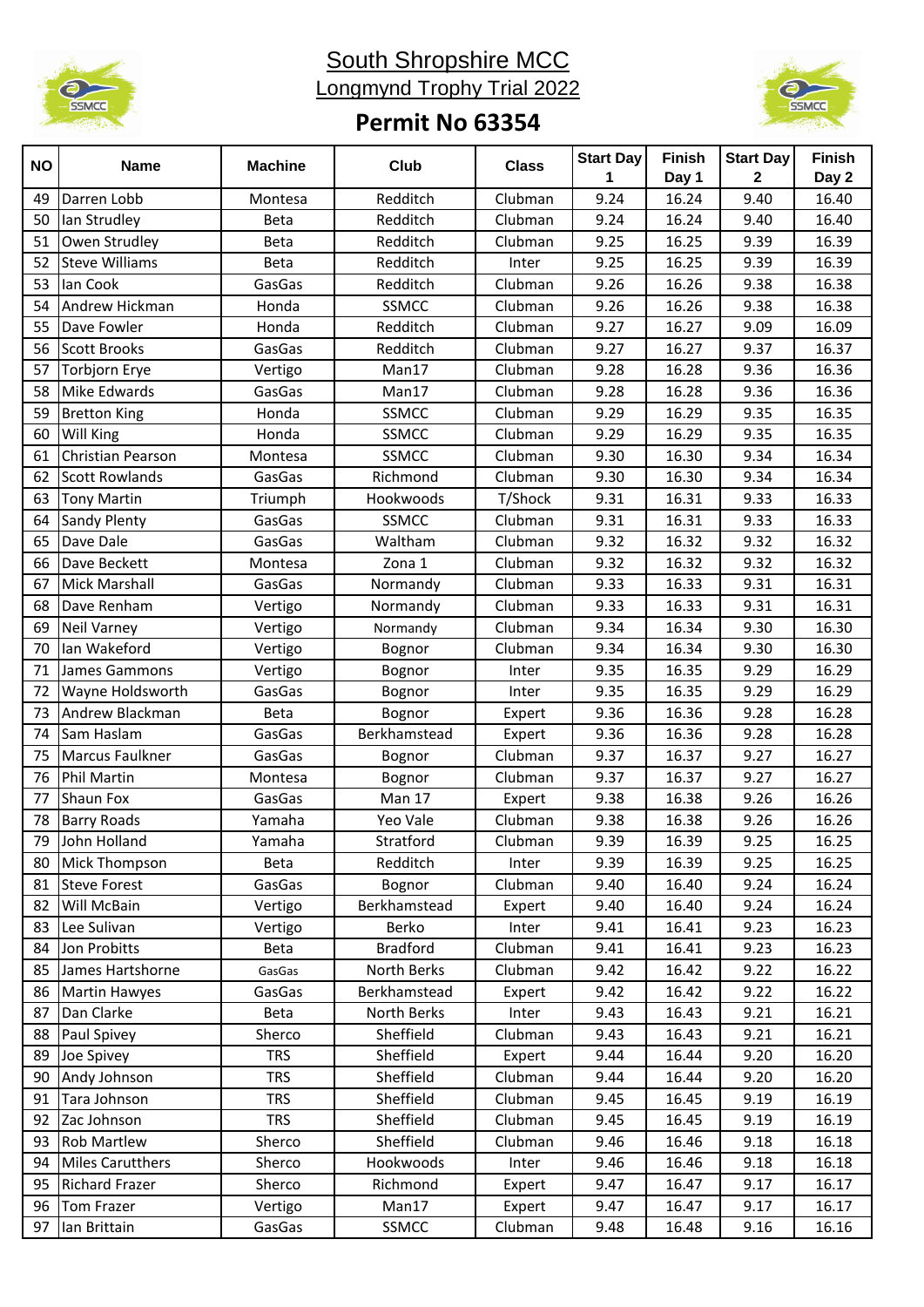# South Shropshire MCC

## Longmynd Trophy Trial 2022

## Permit No 63354

| NO | Name | Machine | Club | Class | Start Day 1 | Finish Day 1 | Start Day 2 | Finish Day 2 |
|---|---|---|---|---|---|---|---|---|
| 49 | Darren Lobb | Montesa | Redditch | Clubman | 9.24 | 16.24 | 9.40 | 16.40 |
| 50 | Ian Strudley | Beta | Redditch | Clubman | 9.24 | 16.24 | 9.40 | 16.40 |
| 51 | Owen Strudley | Beta | Redditch | Clubman | 9.25 | 16.25 | 9.39 | 16.39 |
| 52 | Steve Williams | Beta | Redditch | Inter | 9.25 | 16.25 | 9.39 | 16.39 |
| 53 | Ian Cook | GasGas | Redditch | Clubman | 9.26 | 16.26 | 9.38 | 16.38 |
| 54 | Andrew Hickman | Honda | SSMCC | Clubman | 9.26 | 16.26 | 9.38 | 16.38 |
| 55 | Dave Fowler | Honda | Redditch | Clubman | 9.27 | 16.27 | 9.09 | 16.09 |
| 56 | Scott Brooks | GasGas | Redditch | Clubman | 9.27 | 16.27 | 9.37 | 16.37 |
| 57 | Torbjorn Erye | Vertigo | Man17 | Clubman | 9.28 | 16.28 | 9.36 | 16.36 |
| 58 | Mike Edwards | GasGas | Man17 | Clubman | 9.28 | 16.28 | 9.36 | 16.36 |
| 59 | Bretton King | Honda | SSMCC | Clubman | 9.29 | 16.29 | 9.35 | 16.35 |
| 60 | Will King | Honda | SSMCC | Clubman | 9.29 | 16.29 | 9.35 | 16.35 |
| 61 | Christian Pearson | Montesa | SSMCC | Clubman | 9.30 | 16.30 | 9.34 | 16.34 |
| 62 | Scott Rowlands | GasGas | Richmond | Clubman | 9.30 | 16.30 | 9.34 | 16.34 |
| 63 | Tony Martin | Triumph | Hookwoods | T/Shock | 9.31 | 16.31 | 9.33 | 16.33 |
| 64 | Sandy Plenty | GasGas | SSMCC | Clubman | 9.31 | 16.31 | 9.33 | 16.33 |
| 65 | Dave Dale | GasGas | Waltham | Clubman | 9.32 | 16.32 | 9.32 | 16.32 |
| 66 | Dave Beckett | Montesa | Zona 1 | Clubman | 9.32 | 16.32 | 9.32 | 16.32 |
| 67 | Mick Marshall | GasGas | Normandy | Clubman | 9.33 | 16.33 | 9.31 | 16.31 |
| 68 | Dave Renham | Vertigo | Normandy | Clubman | 9.33 | 16.33 | 9.31 | 16.31 |
| 69 | Neil Varney | Vertigo | Normandy | Clubman | 9.34 | 16.34 | 9.30 | 16.30 |
| 70 | Ian Wakeford | Vertigo | Bognor | Clubman | 9.34 | 16.34 | 9.30 | 16.30 |
| 71 | James Gammons | Vertigo | Bognor | Inter | 9.35 | 16.35 | 9.29 | 16.29 |
| 72 | Wayne Holdsworth | GasGas | Bognor | Inter | 9.35 | 16.35 | 9.29 | 16.29 |
| 73 | Andrew Blackman | Beta | Bognor | Expert | 9.36 | 16.36 | 9.28 | 16.28 |
| 74 | Sam Haslam | GasGas | Berkhamstead | Expert | 9.36 | 16.36 | 9.28 | 16.28 |
| 75 | Marcus Faulkner | GasGas | Bognor | Clubman | 9.37 | 16.37 | 9.27 | 16.27 |
| 76 | Phil Martin | Montesa | Bognor | Clubman | 9.37 | 16.37 | 9.27 | 16.27 |
| 77 | Shaun Fox | GasGas | Man 17 | Expert | 9.38 | 16.38 | 9.26 | 16.26 |
| 78 | Barry Roads | Yamaha | Yeo Vale | Clubman | 9.38 | 16.38 | 9.26 | 16.26 |
| 79 | John Holland | Yamaha | Stratford | Clubman | 9.39 | 16.39 | 9.25 | 16.25 |
| 80 | Mick Thompson | Beta | Redditch | Inter | 9.39 | 16.39 | 9.25 | 16.25 |
| 81 | Steve Forest | GasGas | Bognor | Clubman | 9.40 | 16.40 | 9.24 | 16.24 |
| 82 | Will McBain | Vertigo | Berkhamstead | Expert | 9.40 | 16.40 | 9.24 | 16.24 |
| 83 | Lee Sulivan | Vertigo | Berko | Inter | 9.41 | 16.41 | 9.23 | 16.23 |
| 84 | Jon Probitts | Beta | Bradford | Clubman | 9.41 | 16.41 | 9.23 | 16.23 |
| 85 | James Hartshorne | GasGas | North Berks | Clubman | 9.42 | 16.42 | 9.22 | 16.22 |
| 86 | Martin Hawyes | GasGas | Berkhamstead | Expert | 9.42 | 16.42 | 9.22 | 16.22 |
| 87 | Dan Clarke | Beta | North Berks | Inter | 9.43 | 16.43 | 9.21 | 16.21 |
| 88 | Paul Spivey | Sherco | Sheffield | Clubman | 9.43 | 16.43 | 9.21 | 16.21 |
| 89 | Joe Spivey | TRS | Sheffield | Expert | 9.44 | 16.44 | 9.20 | 16.20 |
| 90 | Andy Johnson | TRS | Sheffield | Clubman | 9.44 | 16.44 | 9.20 | 16.20 |
| 91 | Tara Johnson | TRS | Sheffield | Clubman | 9.45 | 16.45 | 9.19 | 16.19 |
| 92 | Zac Johnson | TRS | Sheffield | Clubman | 9.45 | 16.45 | 9.19 | 16.19 |
| 93 | Rob Martlew | Sherco | Sheffield | Clubman | 9.46 | 16.46 | 9.18 | 16.18 |
| 94 | Miles Carutthers | Sherco | Hookwoods | Inter | 9.46 | 16.46 | 9.18 | 16.18 |
| 95 | Richard Frazer | Sherco | Richmond | Expert | 9.47 | 16.47 | 9.17 | 16.17 |
| 96 | Tom Frazer | Vertigo | Man17 | Expert | 9.47 | 16.47 | 9.17 | 16.17 |
| 97 | Ian Brittain | GasGas | SSMCC | Clubman | 9.48 | 16.48 | 9.16 | 16.16 |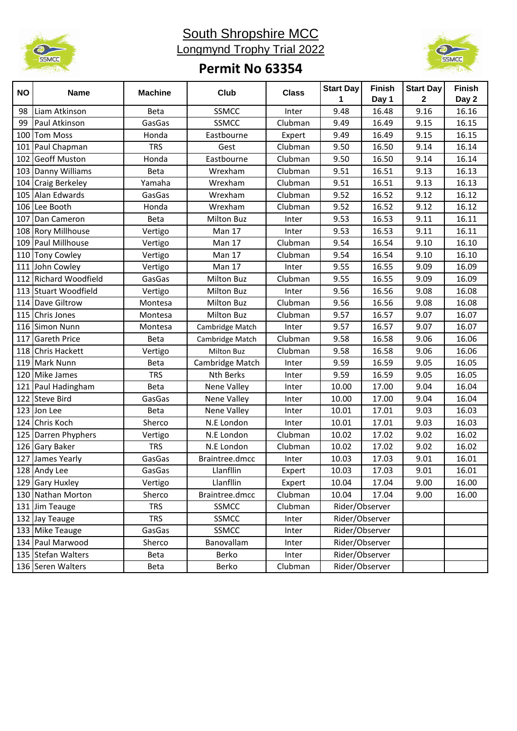# South Shropshire MCC

## Longmynd Trophy Trial 2022

## Permit No 63354

| NO | Name | Machine | Club | Class | Start Day 1 | Finish Day 1 | Start Day 2 | Finish Day 2 |
|---|---|---|---|---|---|---|---|---|
| 98 | Liam Atkinson | Beta | SSMCC | Inter | 9.48 | 16.48 | 9.16 | 16.16 |
| 99 | Paul Atkinson | GasGas | SSMCC | Clubman | 9.49 | 16.49 | 9.15 | 16.15 |
| 100 | Tom Moss | Honda | Eastbourne | Expert | 9.49 | 16.49 | 9.15 | 16.15 |
| 101 | Paul Chapman | TRS | Gest | Clubman | 9.50 | 16.50 | 9.14 | 16.14 |
| 102 | Geoff Muston | Honda | Eastbourne | Clubman | 9.50 | 16.50 | 9.14 | 16.14 |
| 103 | Danny Williams | Beta | Wrexham | Clubman | 9.51 | 16.51 | 9.13 | 16.13 |
| 104 | Craig Berkeley | Yamaha | Wrexham | Clubman | 9.51 | 16.51 | 9.13 | 16.13 |
| 105 | Alan Edwards | GasGas | Wrexham | Clubman | 9.52 | 16.52 | 9.12 | 16.12 |
| 106 | Lee Booth | Honda | Wrexham | Clubman | 9.52 | 16.52 | 9.12 | 16.12 |
| 107 | Dan Cameron | Beta | Milton Buz | Inter | 9.53 | 16.53 | 9.11 | 16.11 |
| 108 | Rory Millhouse | Vertigo | Man 17 | Inter | 9.53 | 16.53 | 9.11 | 16.11 |
| 109 | Paul Millhouse | Vertigo | Man 17 | Clubman | 9.54 | 16.54 | 9.10 | 16.10 |
| 110 | Tony Cowley | Vertigo | Man 17 | Clubman | 9.54 | 16.54 | 9.10 | 16.10 |
| 111 | John Cowley | Vertigo | Man 17 | Inter | 9.55 | 16.55 | 9.09 | 16.09 |
| 112 | Richard Woodfield | GasGas | Milton Buz | Clubman | 9.55 | 16.55 | 9.09 | 16.09 |
| 113 | Stuart Woodfield | Vertigo | Milton Buz | Inter | 9.56 | 16.56 | 9.08 | 16.08 |
| 114 | Dave Giltrow | Montesa | Milton Buz | Clubman | 9.56 | 16.56 | 9.08 | 16.08 |
| 115 | Chris Jones | Montesa | Milton Buz | Clubman | 9.57 | 16.57 | 9.07 | 16.07 |
| 116 | Simon Nunn | Montesa | Cambridge Match | Inter | 9.57 | 16.57 | 9.07 | 16.07 |
| 117 | Gareth Price | Beta | Cambridge Match | Clubman | 9.58 | 16.58 | 9.06 | 16.06 |
| 118 | Chris Hackett | Vertigo | Milton Buz | Clubman | 9.58 | 16.58 | 9.06 | 16.06 |
| 119 | Mark Nunn | Beta | Cambridge Match | Inter | 9.59 | 16.59 | 9.05 | 16.05 |
| 120 | Mike James | TRS | Nth Berks | Inter | 9.59 | 16.59 | 9.05 | 16.05 |
| 121 | Paul Hadingham | Beta | Nene Valley | Inter | 10.00 | 17.00 | 9.04 | 16.04 |
| 122 | Steve Bird | GasGas | Nene Valley | Inter | 10.00 | 17.00 | 9.04 | 16.04 |
| 123 | Jon Lee | Beta | Nene Valley | Inter | 10.01 | 17.01 | 9.03 | 16.03 |
| 124 | Chris Koch | Sherco | N.E London | Inter | 10.01 | 17.01 | 9.03 | 16.03 |
| 125 | Darren Phyphers | Vertigo | N.E London | Clubman | 10.02 | 17.02 | 9.02 | 16.02 |
| 126 | Gary Baker | TRS | N.E London | Clubman | 10.02 | 17.02 | 9.02 | 16.02 |
| 127 | James Yearly | GasGas | Braintree.dmcc | Inter | 10.03 | 17.03 | 9.01 | 16.01 |
| 128 | Andy Lee | GasGas | Llanfllin | Expert | 10.03 | 17.03 | 9.01 | 16.01 |
| 129 | Gary Huxley | Vertigo | Llanfllin | Expert | 10.04 | 17.04 | 9.00 | 16.00 |
| 130 | Nathan Morton | Sherco | Braintree.dmcc | Clubman | 10.04 | 17.04 | 9.00 | 16.00 |
| 131 | Jim Teauge | TRS | SSMCC | Clubman | Rider/Observer | | | |
| 132 | Jay Teauge | TRS | SSMCC | Inter | Rider/Observer | | | |
| 133 | Mike Teauge | GasGas | SSMCC | Inter | Rider/Observer | | | |
| 134 | Paul Marwood | Sherco | Banovallam | Inter | Rider/Observer | | | |
| 135 | Stefan Walters | Beta | Berko | Inter | Rider/Observer | | | |
| 136 | Seren Walters | Beta | Berko | Clubman | Rider/Observer | | | |